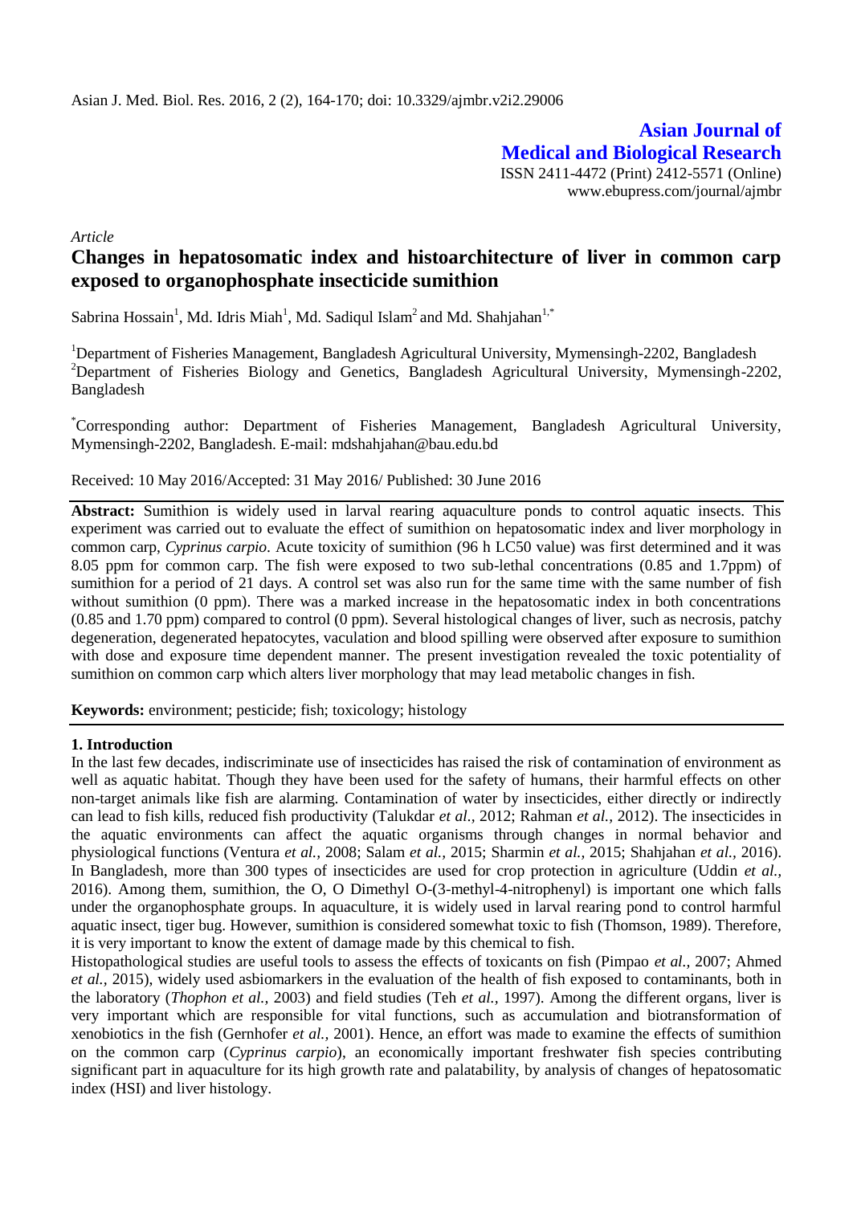*Article*

# Changes in hepatosomatic index and histoarchitecture of liver in common carp exposed to organophosphate insecticide sumithion

Sabrina Hossain[1], Md. Idris Miah[1], Md. Sadiqul Islam[2] and Md. Shahjahan[1,*]

[1]Department of Fisheries Management, Bangladesh Agricultural University, Mymensingh-2202, Bangladesh
[2]Department of Fisheries Biology and Genetics, Bangladesh Agricultural University, Mymensingh-2202, Bangladesh

[*]Corresponding author: Department of Fisheries Management, Bangladesh Agricultural University, Mymensingh-2202, Bangladesh. E-mail: mdshahjahan@bau.edu.bd

Received: 10 May 2016/Accepted: 31 May 2016/ Published: 30 June 2016

**Abstract:** Sumithion is widely used in larval rearing aquaculture ponds to control aquatic insects. This experiment was carried out to evaluate the effect of sumithion on hepatosomatic index and liver morphology in common carp, *Cyprinus carpio*. Acute toxicity of sumithion (96 h LC50 value) was first determined and it was 8.05 ppm for common carp. The fish were exposed to two sub-lethal concentrations (0.85 and 1.7ppm) of sumithion for a period of 21 days. A control set was also run for the same time with the same number of fish without sumithion (0 ppm). There was a marked increase in the hepatosomatic index in both concentrations (0.85 and 1.70 ppm) compared to control (0 ppm). Several histological changes of liver, such as necrosis, patchy degeneration, degenerated hepatocytes, vaculation and blood spilling were observed after exposure to sumithion with dose and exposure time dependent manner. The present investigation revealed the toxic potentiality of sumithion on common carp which alters liver morphology that may lead metabolic changes in fish.

**Keywords:** environment; pesticide; fish; toxicology; histology

## 1. Introduction

In the last few decades, indiscriminate use of insecticides has raised the risk of contamination of environment as well as aquatic habitat. Though they have been used for the safety of humans, their harmful effects on other non-target animals like fish are alarming. Contamination of water by insecticides, either directly or indirectly can lead to fish kills, reduced fish productivity (Talukdar *et al.,* 2012; Rahman *et al.,* 2012). The insecticides in the aquatic environments can affect the aquatic organisms through changes in normal behavior and physiological functions (Ventura *et al.,* 2008; Salam *et al.,* 2015; Sharmin *et al.,* 2015; Shahjahan *et al.,* 2016). In Bangladesh, more than 300 types of insecticides are used for crop protection in agriculture (Uddin *et al.,* 2016). Among them, sumithion, the O, O Dimethyl O-(3-methyl-4-nitrophenyl) is important one which falls under the organophosphate groups. In aquaculture, it is widely used in larval rearing pond to control harmful aquatic insect, tiger bug. However, sumithion is considered somewhat toxic to fish (Thomson, 1989). Therefore, it is very important to know the extent of damage made by this chemical to fish.

Histopathological studies are useful tools to assess the effects of toxicants on fish (Pimpao *et al.,* 2007; Ahmed *et al.,* 2015), widely used asbiomarkers in the evaluation of the health of fish exposed to contaminants, both in the laboratory (*Thophon et al.,* 2003) and field studies (Teh *et al.,* 1997). Among the different organs, liver is very important which are responsible for vital functions, such as accumulation and biotransformation of xenobiotics in the fish (Gernhofer *et al.,* 2001). Hence, an effort was made to examine the effects of sumithion on the common carp (*Cyprinus carpio*), an economically important freshwater fish species contributing significant part in aquaculture for its high growth rate and palatability, by analysis of changes of hepatosomatic index (HSI) and liver histology.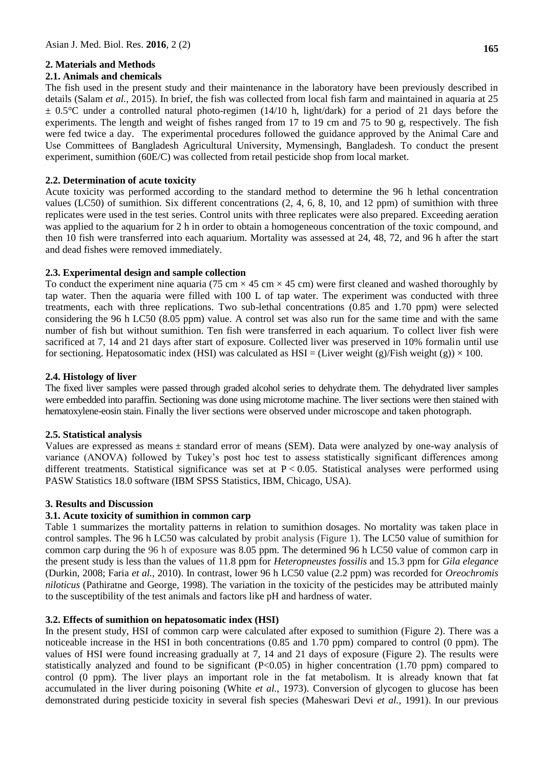## 2. Materials and Methods

### 2.1. Animals and chemicals

The fish used in the present study and their maintenance in the laboratory have been previously described in details (Salam *et al.,* 2015). In brief, the fish was collected from local fish farm and maintained in aquaria at 25 ± 0.5°C under a controlled natural photo-regimen (14/10 h, light/dark) for a period of 21 days before the experiments. The length and weight of fishes ranged from 17 to 19 cm and 75 to 90 g, respectively. The fish were fed twice a day. The experimental procedures followed the guidance approved by the Animal Care and Use Committees of Bangladesh Agricultural University, Mymensingh, Bangladesh. To conduct the present experiment, sumithion (60E/C) was collected from retail pesticide shop from local market.

### 2.2. Determination of acute toxicity

Acute toxicity was performed according to the standard method to determine the 96 h lethal concentration values (LC50) of sumithion. Six different concentrations (2, 4, 6, 8, 10, and 12 ppm) of sumithion with three replicates were used in the test series. Control units with three replicates were also prepared. Exceeding aeration was applied to the aquarium for 2 h in order to obtain a homogeneous concentration of the toxic compound, and then 10 fish were transferred into each aquarium. Mortality was assessed at 24, 48, 72, and 96 h after the start and dead fishes were removed immediately.

### 2.3. Experimental design and sample collection

To conduct the experiment nine aquaria (75 cm × 45 cm × 45 cm) were first cleaned and washed thoroughly by tap water. Then the aquaria were filled with 100 L of tap water. The experiment was conducted with three treatments, each with three replications. Two sub-lethal concentrations (0.85 and 1.70 ppm) were selected considering the 96 h LC50 (8.05 ppm) value. A control set was also run for the same time and with the same number of fish but without sumithion. Ten fish were transferred in each aquarium. To collect liver fish were sacrificed at 7, 14 and 21 days after start of exposure. Collected liver was preserved in 10% formalin until use for sectioning. Hepatosomatic index (HSI) was calculated as HSI = (Liver weight (g)/Fish weight (g)) × 100.

### 2.4. Histology of liver

The fixed liver samples were passed through graded alcohol series to dehydrate them. The dehydrated liver samples were embedded into paraffin. Sectioning was done using microtome machine. The liver sections were then stained with hematoxylene-eosin stain. Finally the liver sections were observed under microscope and taken photograph.

### 2.5. Statistical analysis

Values are expressed as means ± standard error of means (SEM). Data were analyzed by one-way analysis of variance (ANOVA) followed by Tukey's post hoc test to assess statistically significant differences among different treatments. Statistical significance was set at $P < 0.05$. Statistical analyses were performed using PASW Statistics 18.0 software (IBM SPSS Statistics, IBM, Chicago, USA).

## 3. Results and Discussion

### 3.1. Acute toxicity of sumithion in common carp

Table 1 summarizes the mortality patterns in relation to sumithion dosages. No mortality was taken place in control samples. The 96 h LC50 was calculated by probit analysis (Figure 1). The LC50 value of sumithion for common carp during the 96 h of exposure was 8.05 ppm. The determined 96 h LC50 value of common carp in the present study is less than the values of 11.8 ppm for *Heteropneustes fossilis* and 15.3 ppm for *Gila elegance* (Durkin, 2008; Faria *et al.*, 2010). In contrast, lower 96 h LC50 value (2.2 ppm) was recorded for *Oreochromis niloticus* (Pathiratne and George, 1998). The variation in the toxicity of the pesticides may be attributed mainly to the susceptibility of the test animals and factors like pH and hardness of water.

### 3.2. Effects of sumithion on hepatosomatic index (HSI)

In the present study, HSI of common carp were calculated after exposed to sumithion (Figure 2). There was a noticeable increase in the HSI in both concentrations (0.85 and 1.70 ppm) compared to control (0 ppm). The values of HSI were found increasing gradually at 7, 14 and 21 days of exposure (Figure 2). The results were statistically analyzed and found to be significant ($P<0.05$) in higher concentration (1.70 ppm) compared to control (0 ppm). The liver plays an important role in the fat metabolism. It is already known that fat accumulated in the liver during poisoning (White *et al.,* 1973). Conversion of glycogen to glucose has been demonstrated during pesticide toxicity in several fish species (Maheswari Devi *et al.*, 1991). In our previous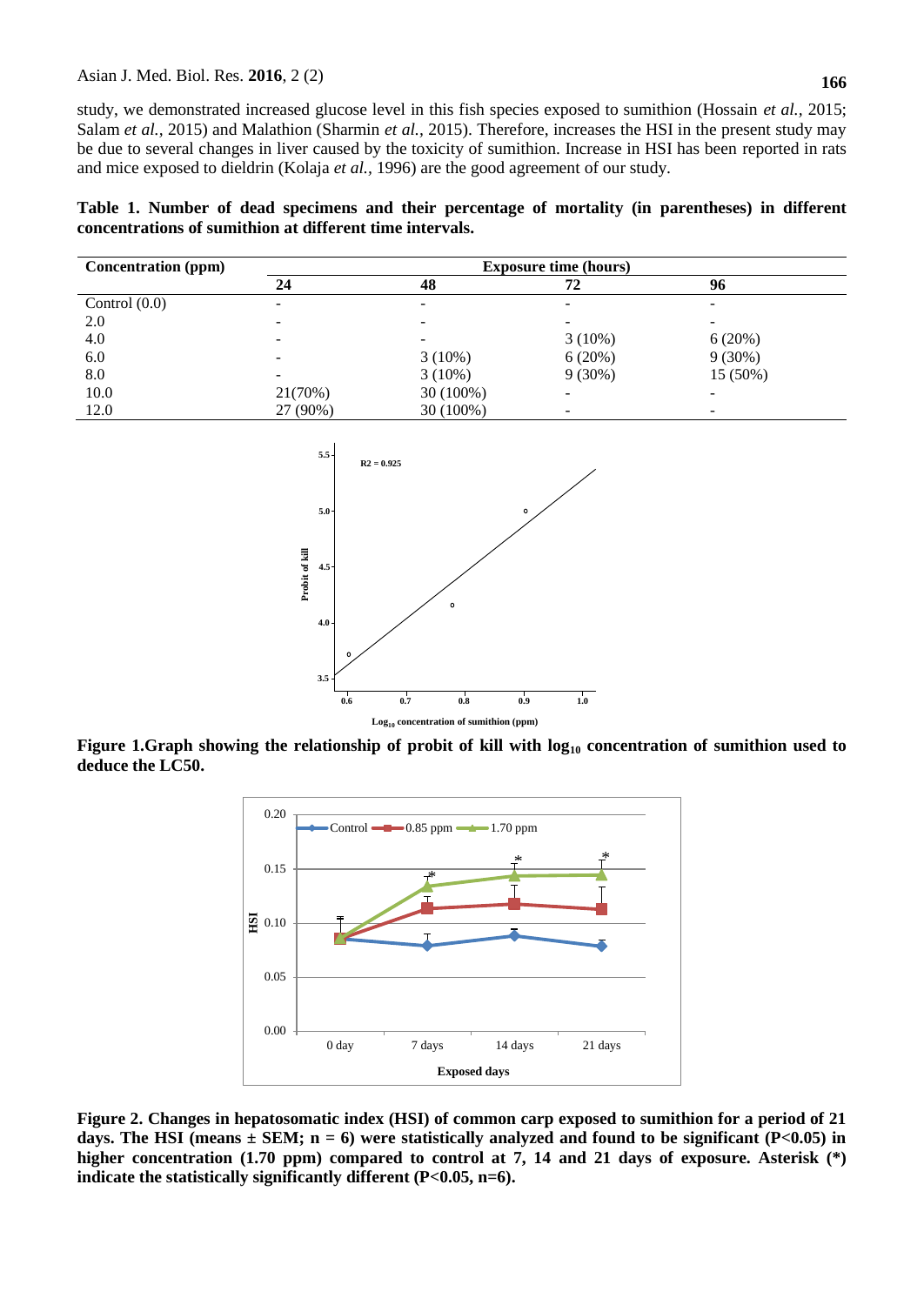study, we demonstrated increased glucose level in this fish species exposed to sumithion (Hossain *et al.,* 2015; Salam *et al.,* 2015) and Malathion (Sharmin *et al.,* 2015). Therefore, increases the HSI in the present study may be due to several changes in liver caused by the toxicity of sumithion. Increase in HSI has been reported in rats and mice exposed to dieldrin (Kolaja *et al.,* 1996) are the good agreement of our study.

**Table 1. Number of dead specimens and their percentage of mortality (in parentheses) in different concentrations of sumithion at different time intervals.**

| Concentration (ppm) | Exposure time (hours) | | | |
|---|---|---|---|---|
| | 24 | 48 | 72 | 96 |
| Control (0.0) | - | - | - | - |
| 2.0 | - | - | - | - |
| 4.0 | - | - | 3 (10%) | 6 (20%) |
| 6.0 | - | 3 (10%) | 6 (20%) | 9 (30%) |
| 8.0 | - | 3 (10%) | 9 (30%) | 15 (50%) |
| 10.0 | 21(70%) | 30 (100%) | - | - |
| 12.0 | 27 (90%) | 30 (100%) | - | - |

**Figure 1.Graph showing the relationship of probit of kill with $log_{10}$ concentration of sumithion used to deduce the LC50.**

**Figure 2. Changes in hepatosomatic index (HSI) of common carp exposed to sumithion for a period of 21 days. The HSI (means ± SEM; n = 6) were statistically analyzed and found to be significant (P<0.05) in higher concentration (1.70 ppm) compared to control at 7, 14 and 21 days of exposure. Asterisk (*) indicate the statistically significantly different (P<0.05, n=6).**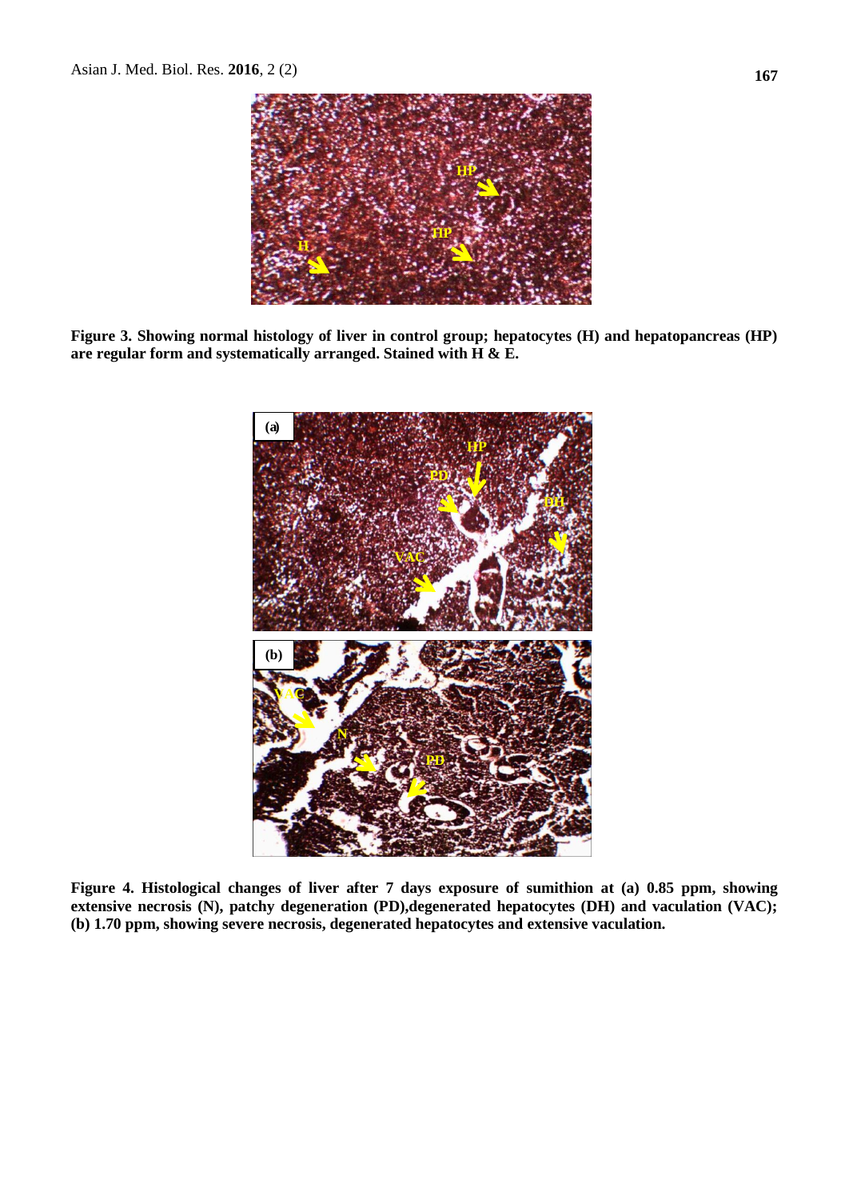**Figure 3. Showing normal histology of liver in control group; hepatocytes (H) and hepatopancreas (HP) are regular form and systematically arranged. Stained with H & E.**

**Figure 4. Histological changes of liver after 7 days exposure of sumithion at (a) 0.85 ppm, showing extensive necrosis (N), patchy degeneration (PD),degenerated hepatocytes (DH) and vaculation (VAC); (b) 1.70 ppm, showing severe necrosis, degenerated hepatocytes and extensive vaculation.**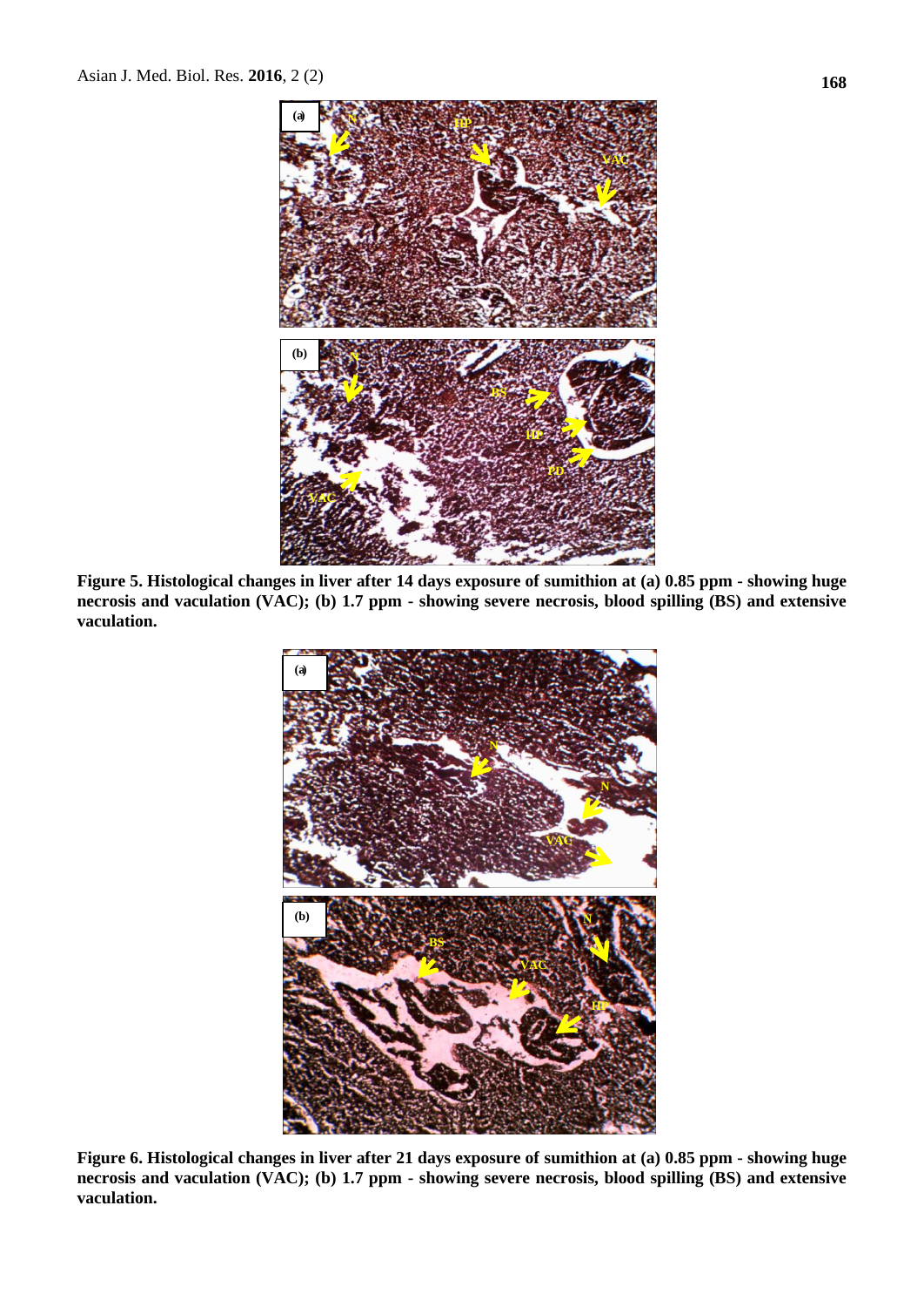**Figure 5. Histological changes in liver after 14 days exposure of sumithion at (a) 0.85 ppm - showing huge necrosis and vaculation (VAC); (b) 1.7 ppm - showing severe necrosis, blood spilling (BS) and extensive vaculation.**

**Figure 6. Histological changes in liver after 21 days exposure of sumithion at (a) 0.85 ppm - showing huge necrosis and vaculation (VAC); (b) 1.7 ppm - showing severe necrosis, blood spilling (BS) and extensive vaculation.**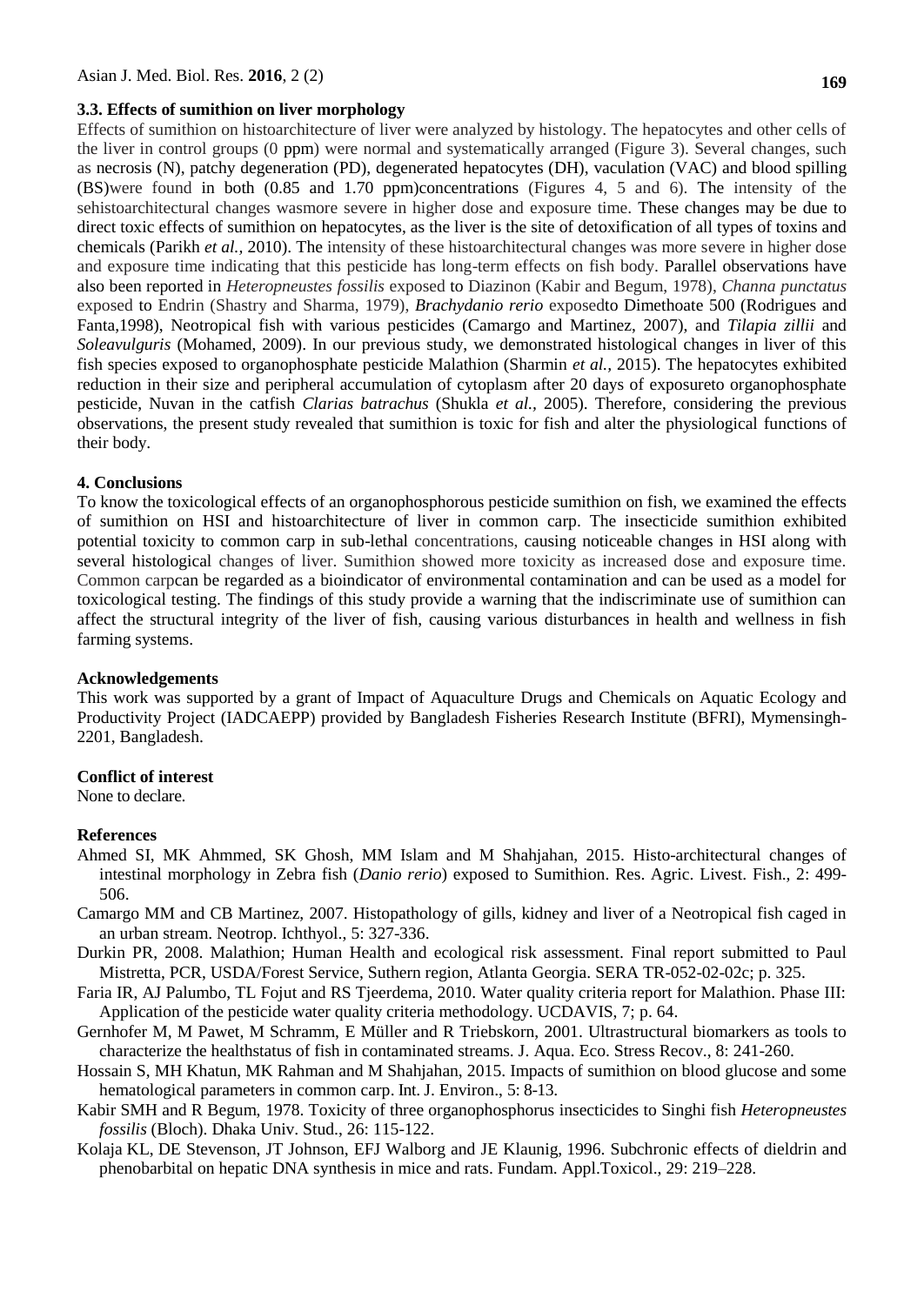### 3.3. Effects of sumithion on liver morphology

Effects of sumithion on histoarchitecture of liver were analyzed by histology. The hepatocytes and other cells of the liver in control groups (0 ppm) were normal and systematically arranged (Figure 3). Several changes, such as necrosis (N), patchy degeneration (PD), degenerated hepatocytes (DH), vaculation (VAC) and blood spilling (BS)were found in both (0.85 and 1.70 ppm)concentrations (Figures 4, 5 and 6). The intensity of the sehistoarchitectural changes wasmore severe in higher dose and exposure time. These changes may be due to direct toxic effects of sumithion on hepatocytes, as the liver is the site of detoxification of all types of toxins and chemicals (Parikh *et al.,* 2010). The intensity of these histoarchitectural changes was more severe in higher dose and exposure time indicating that this pesticide has long-term effects on fish body. Parallel observations have also been reported in *Heteropneustes fossilis* exposed to Diazinon (Kabir and Begum, 1978), *Channa punctatus* exposed to Endrin (Shastry and Sharma, 1979), *Brachydanio rerio* exposedto Dimethoate 500 (Rodrigues and Fanta,1998), Neotropical fish with various pesticides (Camargo and Martinez, 2007), and *Tilapia zillii* and *Soleavulguris* (Mohamed, 2009). In our previous study, we demonstrated histological changes in liver of this fish species exposed to organophosphate pesticide Malathion (Sharmin *et al.,* 2015). The hepatocytes exhibited reduction in their size and peripheral accumulation of cytoplasm after 20 days of exposureto organophosphate pesticide, Nuvan in the catfish *Clarias batrachus* (Shukla *et al.,* 2005). Therefore, considering the previous observations, the present study revealed that sumithion is toxic for fish and alter the physiological functions of their body.

## 4. Conclusions

To know the toxicological effects of an organophosphorous pesticide sumithion on fish, we examined the effects of sumithion on HSI and histoarchitecture of liver in common carp. The insecticide sumithion exhibited potential toxicity to common carp in sub-lethal concentrations, causing noticeable changes in HSI along with several histological changes of liver. Sumithion showed more toxicity as increased dose and exposure time. Common carpcan be regarded as a bioindicator of environmental contamination and can be used as a model for toxicological testing. The findings of this study provide a warning that the indiscriminate use of sumithion can affect the structural integrity of the liver of fish, causing various disturbances in health and wellness in fish farming systems.

## Acknowledgements

This work was supported by a grant of Impact of Aquaculture Drugs and Chemicals on Aquatic Ecology and Productivity Project (IADCAEPP) provided by Bangladesh Fisheries Research Institute (BFRI), Mymensingh-2201, Bangladesh.

## Conflict of interest

None to declare.

## References

Ahmed SI, MK Ahmmed, SK Ghosh, MM Islam and M Shahjahan, 2015. Histo-architectural changes of intestinal morphology in Zebra fish (*Danio rerio*) exposed to Sumithion. Res. Agric. Livest. Fish., 2: 499-506.

Camargo MM and CB Martinez, 2007. Histopathology of gills, kidney and liver of a Neotropical fish caged in an urban stream. Neotrop. Ichthyol., 5: 327-336.

Durkin PR, 2008. Malathion; Human Health and ecological risk assessment. Final report submitted to Paul Mistretta, PCR, USDA/Forest Service, Suthern region, Atlanta Georgia. SERA TR-052-02-02c; p. 325.

Faria IR, AJ Palumbo, TL Fojut and RS Tjeerdema, 2010. Water quality criteria report for Malathion. Phase III: Application of the pesticide water quality criteria methodology. UCDAVIS, 7; p. 64.

Gernhofer M, M Pawet, M Schramm, E Müller and R Triebskorn, 2001. Ultrastructural biomarkers as tools to characterize the healthstatus of fish in contaminated streams. J. Aqua. Eco. Stress Recov., 8: 241-260.

Hossain S, MH Khatun, MK Rahman and M Shahjahan, 2015. Impacts of sumithion on blood glucose and some hematological parameters in common carp. Int. J. Environ., 5: 8-13.

Kabir SMH and R Begum, 1978. Toxicity of three organophosphorus insecticides to Singhi fish *Heteropneustes fossilis* (Bloch). Dhaka Univ. Stud., 26: 115-122.

Kolaja KL, DE Stevenson, JT Johnson, EFJ Walborg and JE Klaunig, 1996. Subchronic effects of dieldrin and phenobarbital on hepatic DNA synthesis in mice and rats. Fundam. Appl.Toxicol., 29: 219–228.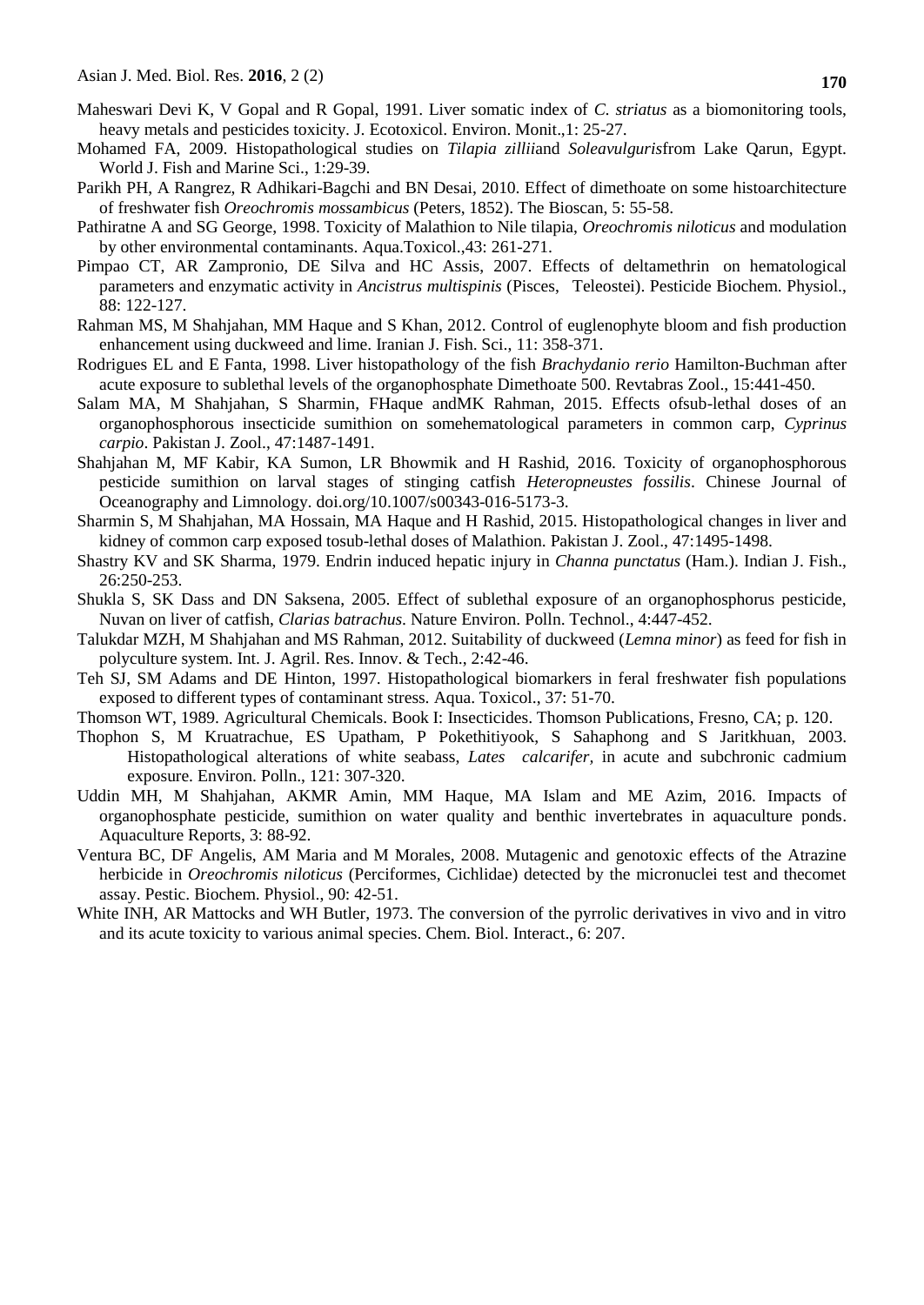Maheswari Devi K, V Gopal and R Gopal, 1991. Liver somatic index of *C. striatus* as a biomonitoring tools, heavy metals and pesticides toxicity. J. Ecotoxicol. Environ. Monit.,1: 25-27.

Mohamed FA, 2009. Histopathological studies on *Tilapia zillii*and *Soleavulgaris*from Lake Qarun, Egypt. World J. Fish and Marine Sci., 1:29-39.

Parikh PH, A Rangrez, R Adhikari-Bagchi and BN Desai, 2010. Effect of dimethoate on some histoarchitecture of freshwater fish *Oreochromis mossambicus* (Peters, 1852). The Bioscan, 5: 55-58.

Pathiratne A and SG George, 1998. Toxicity of Malathion to Nile tilapia, *Oreochromis niloticus* and modulation by other environmental contaminants. Aqua.Toxicol.,43: 261-271.

Pimpao CT, AR Zampronio, DE Silva and HC Assis, 2007. Effects of deltamethrin on hematological parameters and enzymatic activity in *Ancistrus multispinis* (Pisces, Teleostei). Pesticide Biochem. Physiol., 88: 122-127.

Rahman MS, M Shahjahan, MM Haque and S Khan, 2012. Control of euglenophyte bloom and fish production enhancement using duckweed and lime. Iranian J. Fish. Sci., 11: 358-371.

Rodrigues EL and E Fanta, 1998. Liver histopathology of the fish *Brachydanio rerio* Hamilton-Buchman after acute exposure to sublethal levels of the organophosphate Dimethoate 500. Revtabras Zool., 15:441-450.

Salam MA, M Shahjahan, S Sharmin, FHaque andMK Rahman, 2015. Effects ofsub-lethal doses of an organophosphorous insecticide sumithion on somehematological parameters in common carp, *Cyprinus carpio*. Pakistan J. Zool., 47:1487-1491.

Shahjahan M, MF Kabir, KA Sumon, LR Bhowmik and H Rashid, 2016. Toxicity of organophosphorous pesticide sumithion on larval stages of stinging catfish *Heteropneustes fossilis*. Chinese Journal of Oceanography and Limnology. doi.org/10.1007/s00343-016-5173-3.

Sharmin S, M Shahjahan, MA Hossain, MA Haque and H Rashid, 2015. Histopathological changes in liver and kidney of common carp exposed tosub-lethal doses of Malathion. Pakistan J. Zool., 47:1495-1498.

Shastry KV and SK Sharma, 1979. Endrin induced hepatic injury in *Channa punctatus* (Ham.). Indian J. Fish., 26:250-253.

Shukla S, SK Dass and DN Saksena, 2005. Effect of sublethal exposure of an organophosphorus pesticide, Nuvan on liver of catfish, *Clarias batrachus.* Nature Environ. Polln. Technol., 4:447-452.

Talukdar MZH, M Shahjahan and MS Rahman, 2012. Suitability of duckweed (*Lemna minor*) as feed for fish in polyculture system. Int. J. Agril. Res. Innov. & Tech., 2:42-46.

Teh SJ, SM Adams and DE Hinton, 1997. Histopathological biomarkers in feral freshwater fish populations exposed to different types of contaminant stress. Aqua. Toxicol., 37: 51-70.

Thomson WT, 1989. Agricultural Chemicals. Book I: Insecticides. Thomson Publications, Fresno, CA; p. 120.

Thophon S, M Kruatrachue, ES Upatham, P Pokethitiyook, S Sahaphong and S Jaritkhuan, 2003. Histopathological alterations of white seabass, *Lates calcarifer,* in acute and subchronic cadmium exposure. Environ. Polln., 121: 307-320.

Uddin MH, M Shahjahan, AKMR Amin, MM Haque, MA Islam and ME Azim, 2016. Impacts of organophosphate pesticide, sumithion on water quality and benthic invertebrates in aquaculture ponds. Aquaculture Reports, 3: 88-92.

Ventura BC, DF Angelis, AM Maria and M Morales, 2008. Mutagenic and genotoxic effects of the Atrazine herbicide in *Oreochromis niloticus* (Perciformes, Cichlidae) detected by the micronuclei test and thecomet assay. Pestic. Biochem. Physiol., 90: 42-51.

White INH, AR Mattocks and WH Butler, 1973. The conversion of the pyrrolic derivatives in vivo and in vitro and its acute toxicity to various animal species. Chem. Biol. Interact., 6: 207.